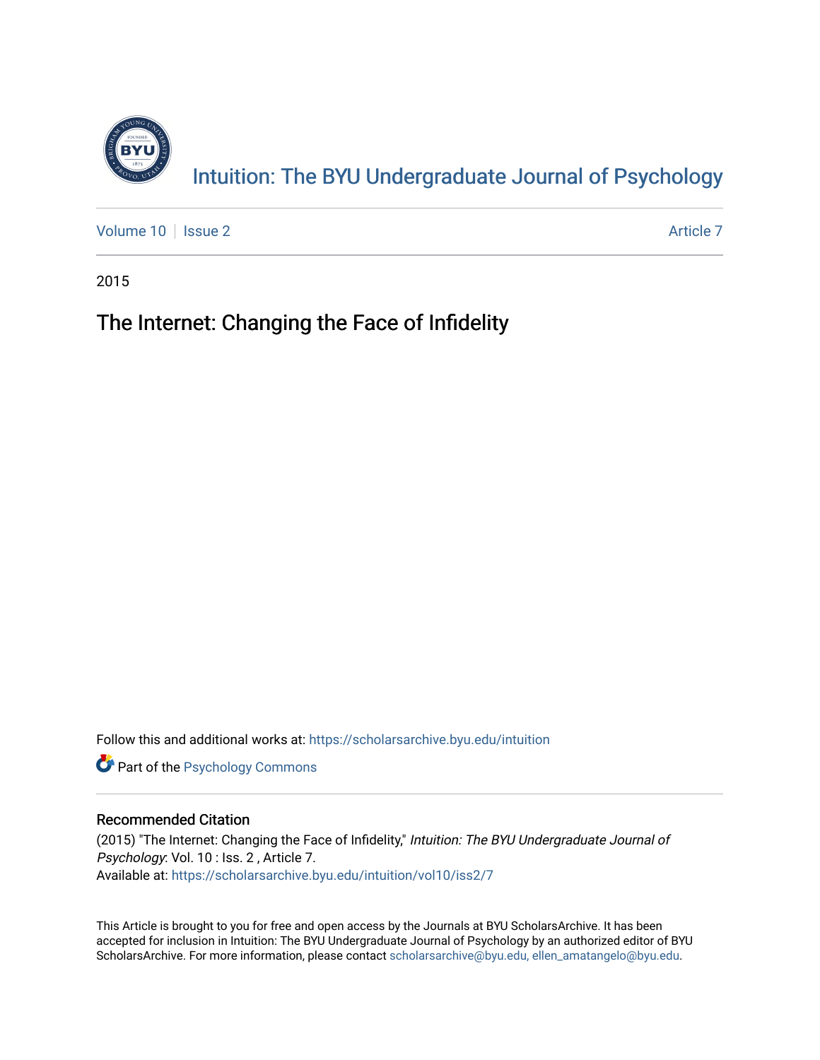# Intuition: The BYU Undergraduate Journal of Psychology

Volume 10 | Issue 2 | Article 7

2015

## The Internet: Changing the Face of Infidelity

Follow this and additional works at: https://scholarsarchive.byu.edu/intuition

Part of the Psychology Commons

### Recommended Citation

(2015) "The Internet: Changing the Face of Infidelity," *Intuition: The BYU Undergraduate Journal of Psychology*: Vol. 10 : Iss. 2 , Article 7.
Available at: https://scholarsarchive.byu.edu/intuition/vol10/iss2/7

This Article is brought to you for free and open access by the Journals at BYU ScholarsArchive. It has been accepted for inclusion in Intuition: The BYU Undergraduate Journal of Psychology by an authorized editor of BYU ScholarsArchive. For more information, please contact scholarsarchive@byu.edu, ellen_amatangelo@byu.edu.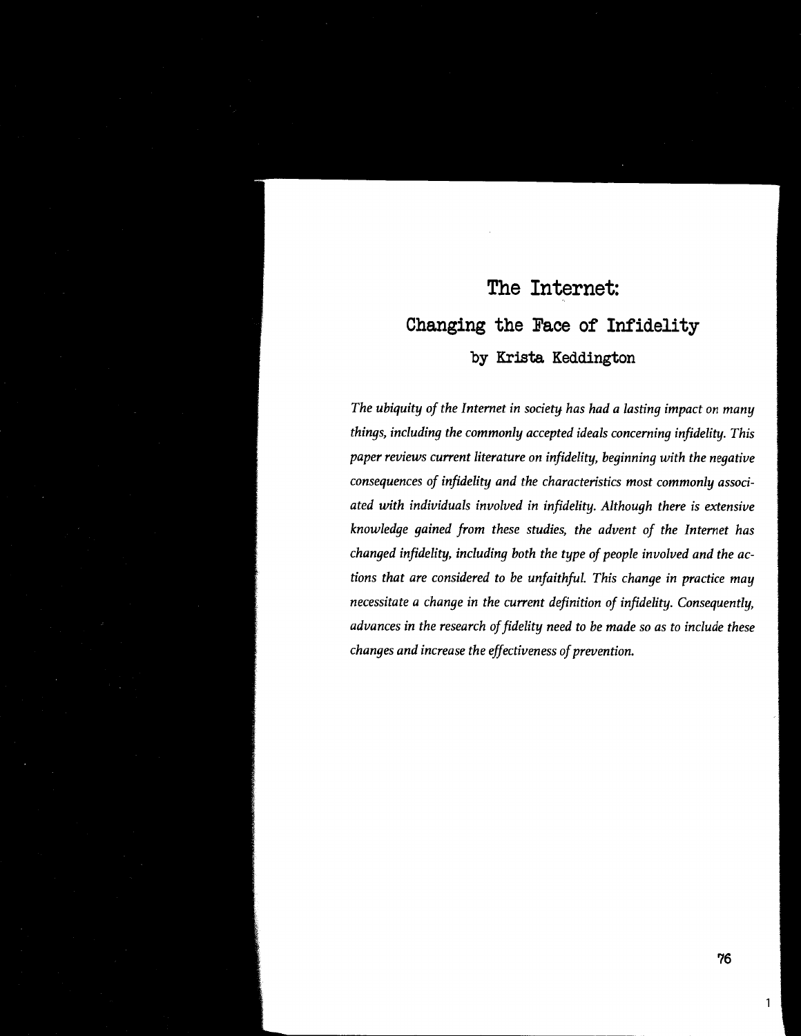# The Internet:
## Changing the Face of Infidelity
### by Krista Keddington

*The ubiquity of the Internet in society has had a lasting impact on many things, including the commonly accepted ideals concerning infidelity. This paper reviews current literature on infidelity, beginning with the negative consequences of infidelity and the characteristics most commonly associated with individuals involved in infidelity. Although there is extensive knowledge gained from these studies, the advent of the Internet has changed infidelity, including both the type of people involved and the actions that are considered to be unfaithful. This change in practice may necessitate a change in the current definition of infidelity. Consequently, advances in the research of fidelity need to be made so as to include these changes and increase the effectiveness of prevention.*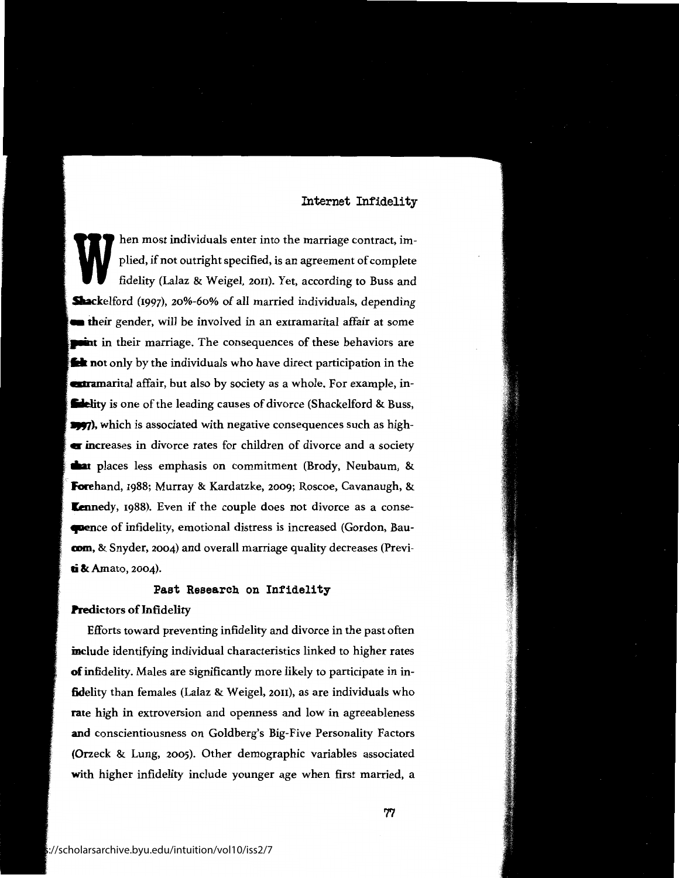When most individuals enter into the marriage contract, implied, if not outright specified, is an agreement of complete fidelity (Lalaz & Weigel, 2011). Yet, according to Buss and Shackelford (1997), 20%-60% of all married individuals, depending on their gender, will be involved in an extramarital affair at some point in their marriage. The consequences of these behaviors are felt not only by the individuals who have direct participation in the extramarital affair, but also by society as a whole. For example, infidelity is one of the leading causes of divorce (Shackelford & Buss, 1997), which is associated with negative consequences such as higher increases in divorce rates for children of divorce and a society that places less emphasis on commitment (Brody, Neubaum, & Forehand, 1988; Murray & Kardatzke, 2009; Roscoe, Cavanaugh, & Kennedy, 1988). Even if the couple does not divorce as a consequence of infidelity, emotional distress is increased (Gordon, Baucom, & Snyder, 2004) and overall marriage quality decreases (Previti & Amato, 2004).

## Past Research on Infidelity

### Predictors of Infidelity

Efforts toward preventing infidelity and divorce in the past often include identifying individual characteristics linked to higher rates of infidelity. Males are significantly more likely to participate in infidelity than females (Lalaz & Weigel, 2011), as are individuals who rate high in extroversion and openness and low in agreeableness and conscientiousness on Goldberg's Big-Five Personality Factors (Orzeck & Lung, 2005). Other demographic variables associated with higher infidelity include younger age when first married, a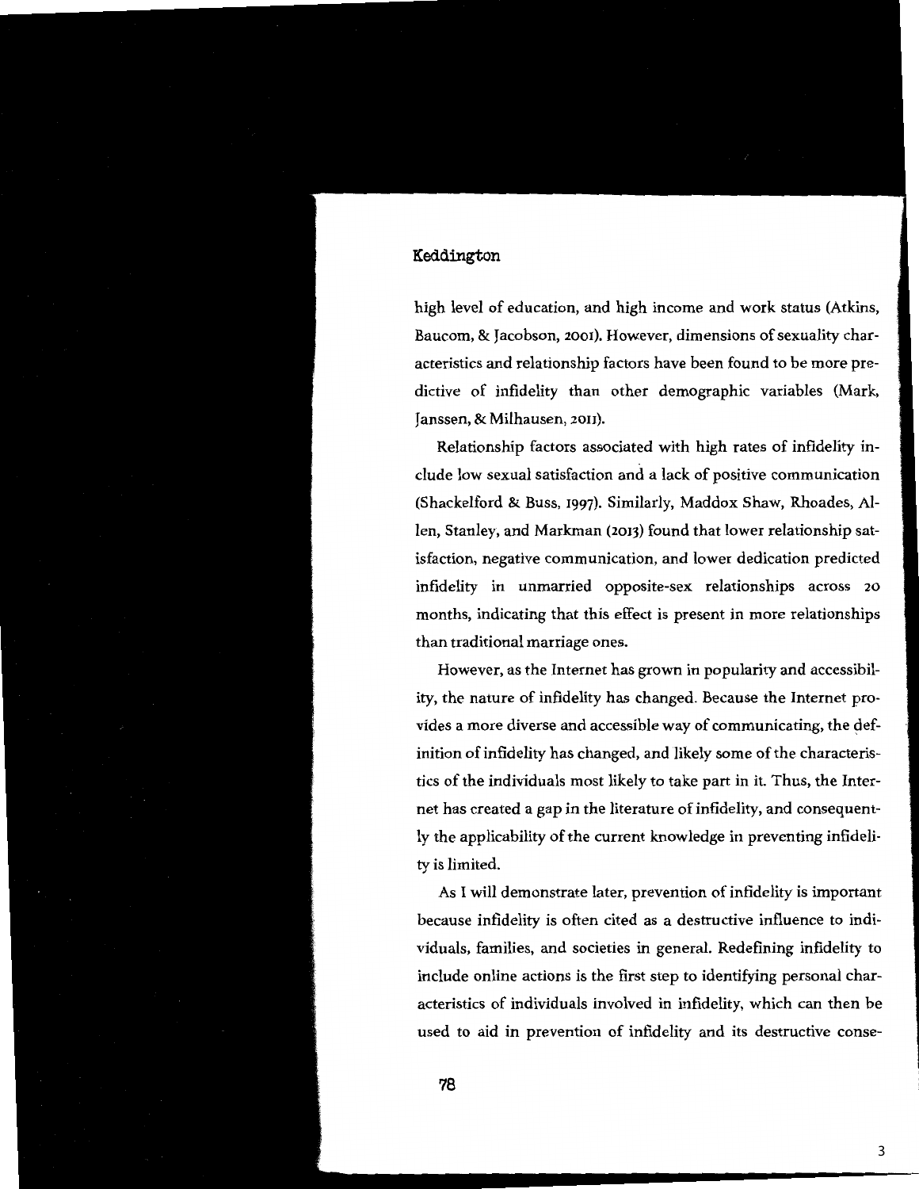high level of education, and high income and work status (Atkins, Baucom, & Jacobson, 2001). However, dimensions of sexuality characteristics and relationship factors have been found to be more predictive of infidelity than other demographic variables (Mark, Janssen, & Milhausen, 2011).

Relationship factors associated with high rates of infidelity include low sexual satisfaction and a lack of positive communication (Shackelford & Buss, 1997). Similarly, Maddox Shaw, Rhoades, Allen, Stanley, and Markman (2013) found that lower relationship satisfaction, negative communication, and lower dedication predicted infidelity in unmarried opposite-sex relationships across 20 months, indicating that this effect is present in more relationships than traditional marriage ones.

However, as the Internet has grown in popularity and accessibility, the nature of infidelity has changed. Because the Internet provides a more diverse and accessible way of communicating, the definition of infidelity has changed, and likely some of the characteristics of the individuals most likely to take part in it. Thus, the Internet has created a gap in the literature of infidelity, and consequently the applicability of the current knowledge in preventing infidelity is limited.

As I will demonstrate later, prevention of infidelity is important because infidelity is often cited as a destructive influence to individuals, families, and societies in general. Redefining infidelity to include online actions is the first step to identifying personal characteristics of individuals involved in infidelity, which can then be used to aid in prevention of infidelity and its destructive conse-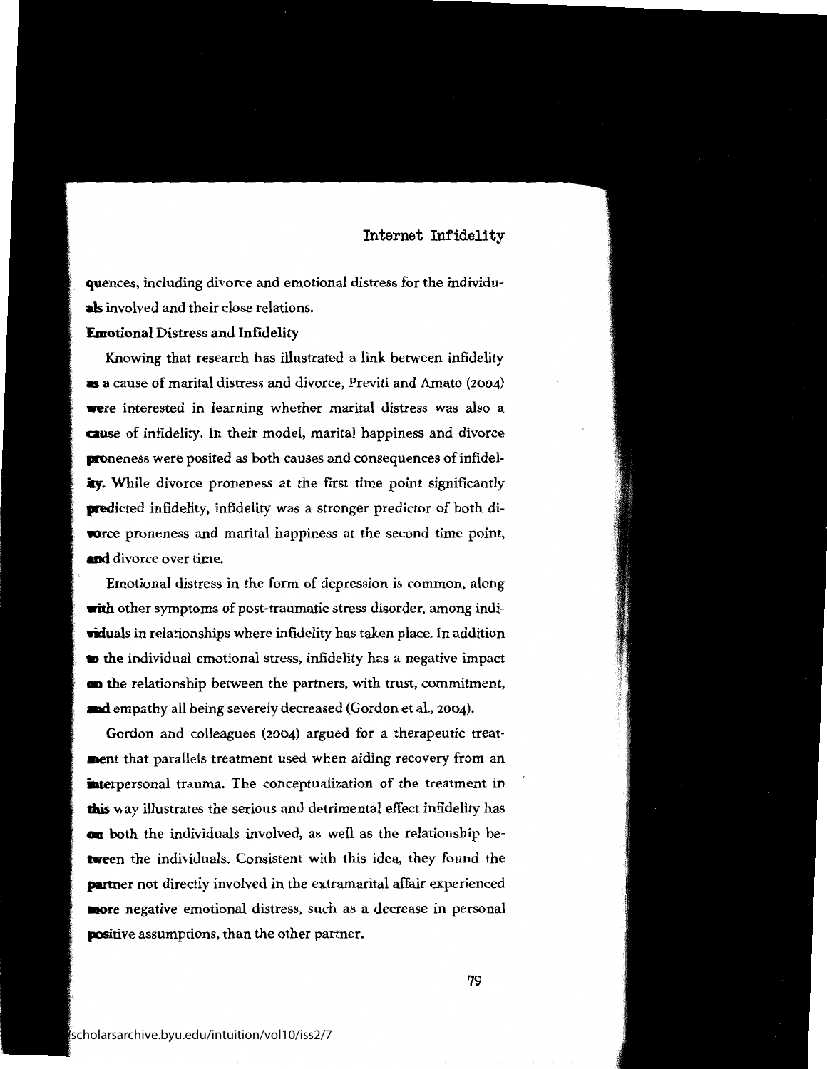quences, including divorce and emotional distress for the individuals involved and their close relations.

**Emotional Distress and Infidelity**

Knowing that research has illustrated a link between infidelity as a cause of marital distress and divorce, Previti and Amato (2004) were interested in learning whether marital distress was also a cause of infidelity. In their model, marital happiness and divorce proneness were posited as both causes and consequences of infidelity. While divorce proneness at the first time point significantly predicted infidelity, infidelity was a stronger predictor of both divorce proneness and marital happiness at the second time point, and divorce over time.

Emotional distress in the form of depression is common, along with other symptoms of post-traumatic stress disorder, among individuals in relationships where infidelity has taken place. In addition to the individual emotional stress, infidelity has a negative impact on the relationship between the partners, with trust, commitment, and empathy all being severely decreased (Gordon et al., 2004).

Gordon and colleagues (2004) argued for a therapeutic treatment that parallels treatment used when aiding recovery from an interpersonal trauma. The conceptualization of the treatment in this way illustrates the serious and detrimental effect infidelity has on both the individuals involved, as well as the relationship between the individuals. Consistent with this idea, they found the partner not directly involved in the extramarital affair experienced more negative emotional distress, such as a decrease in personal positive assumptions, than the other partner.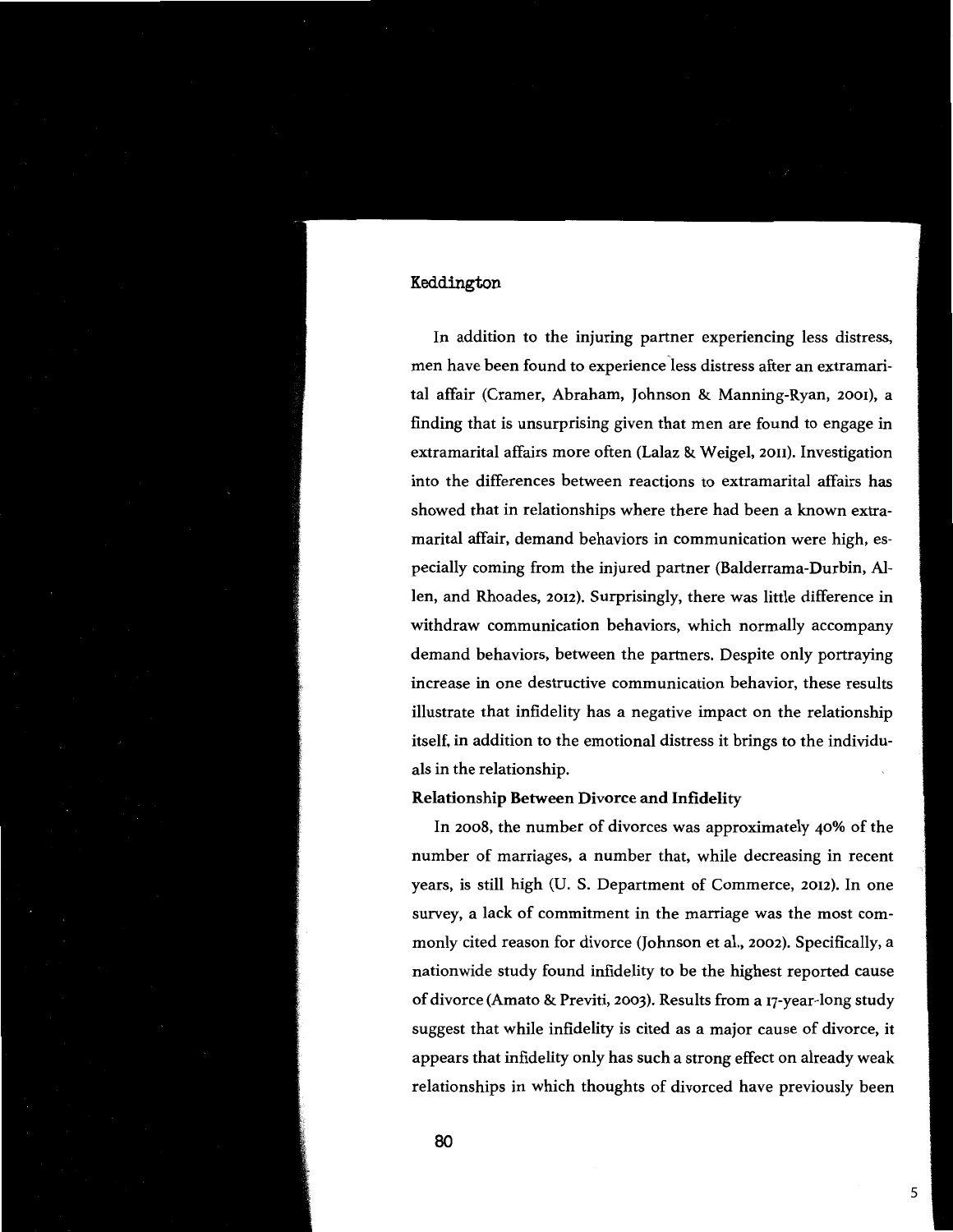In addition to the injuring partner experiencing less distress, men have been found to experience less distress after an extramarital affair (Cramer, Abraham, Johnson & Manning-Ryan, 2001), a finding that is unsurprising given that men are found to engage in extramarital affairs more often (Lalaz & Weigel, 2011). Investigation into the differences between reactions to extramarital affairs has showed that in relationships where there had been a known extramarital affair, demand behaviors in communication were high, especially coming from the injured partner (Balderrama-Durbin, Allen, and Rhoades, 2012). Surprisingly, there was little difference in withdraw communication behaviors, which normally accompany demand behaviors, between the partners. Despite only portraying increase in one destructive communication behavior, these results illustrate that infidelity has a negative impact on the relationship itself, in addition to the emotional distress it brings to the individuals in the relationship.

**Relationship Between Divorce and Infidelity**

In 2008, the number of divorces was approximately 40% of the number of marriages, a number that, while decreasing in recent years, is still high (U. S. Department of Commerce, 2012). In one survey, a lack of commitment in the marriage was the most commonly cited reason for divorce (Johnson et al., 2002). Specifically, a nationwide study found infidelity to be the highest reported cause of divorce (Amato & Previti, 2003). Results from a 17-year-long study suggest that while infidelity is cited as a major cause of divorce, it appears that infidelity only has such a strong effect on already weak relationships in which thoughts of divorced have previously been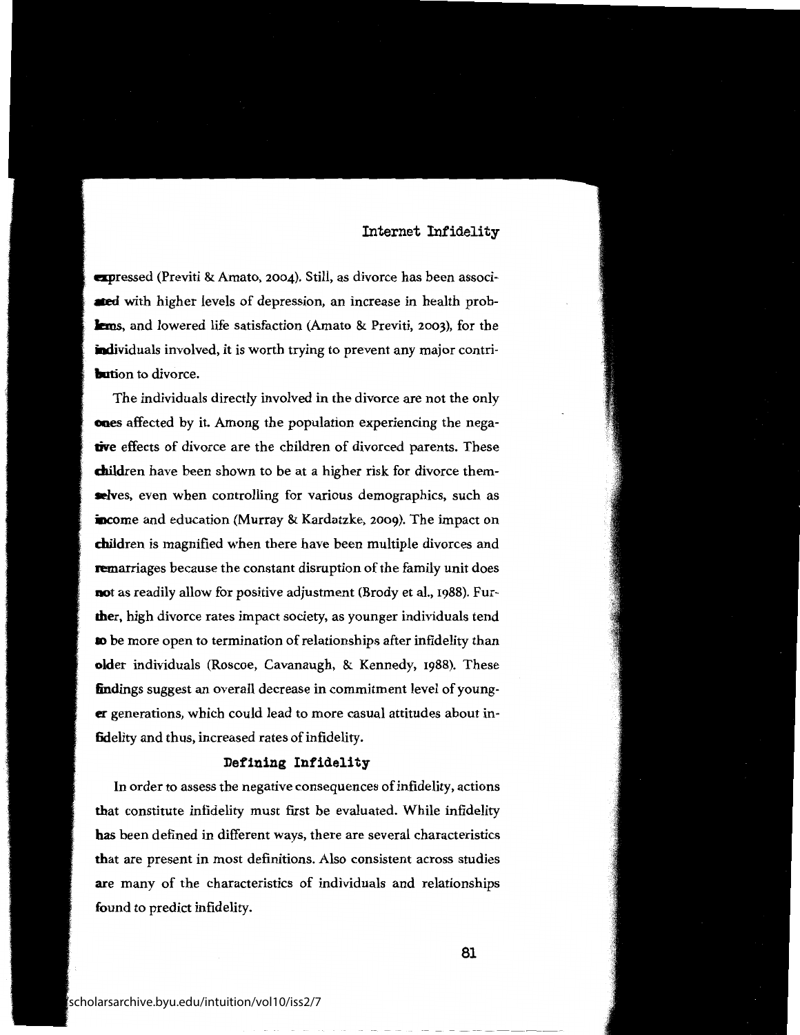expressed (Previti & Amato, 2004). Still, as divorce has been associated with higher levels of depression, an increase in health problems, and lowered life satisfaction (Amato & Previti, 2003), for the individuals involved, it is worth trying to prevent any major contribution to divorce.

The individuals directly involved in the divorce are not the only ones affected by it. Among the population experiencing the negative effects of divorce are the children of divorced parents. These children have been shown to be at a higher risk for divorce themselves, even when controlling for various demographics, such as income and education (Murray & Kardatzke, 2009). The impact on children is magnified when there have been multiple divorces and remarriages because the constant disruption of the family unit does not as readily allow for positive adjustment (Brody et al., 1988). Further, high divorce rates impact society, as younger individuals tend to be more open to termination of relationships after infidelity than older individuals (Roscoe, Cavanaugh, & Kennedy, 1988). These findings suggest an overall decrease in commitment level of younger generations, which could lead to more casual attitudes about infidelity and thus, increased rates of infidelity.

## Defining Infidelity

In order to assess the negative consequences of infidelity, actions that constitute infidelity must first be evaluated. While infidelity has been defined in different ways, there are several characteristics that are present in most definitions. Also consistent across studies are many of the characteristics of individuals and relationships found to predict infidelity.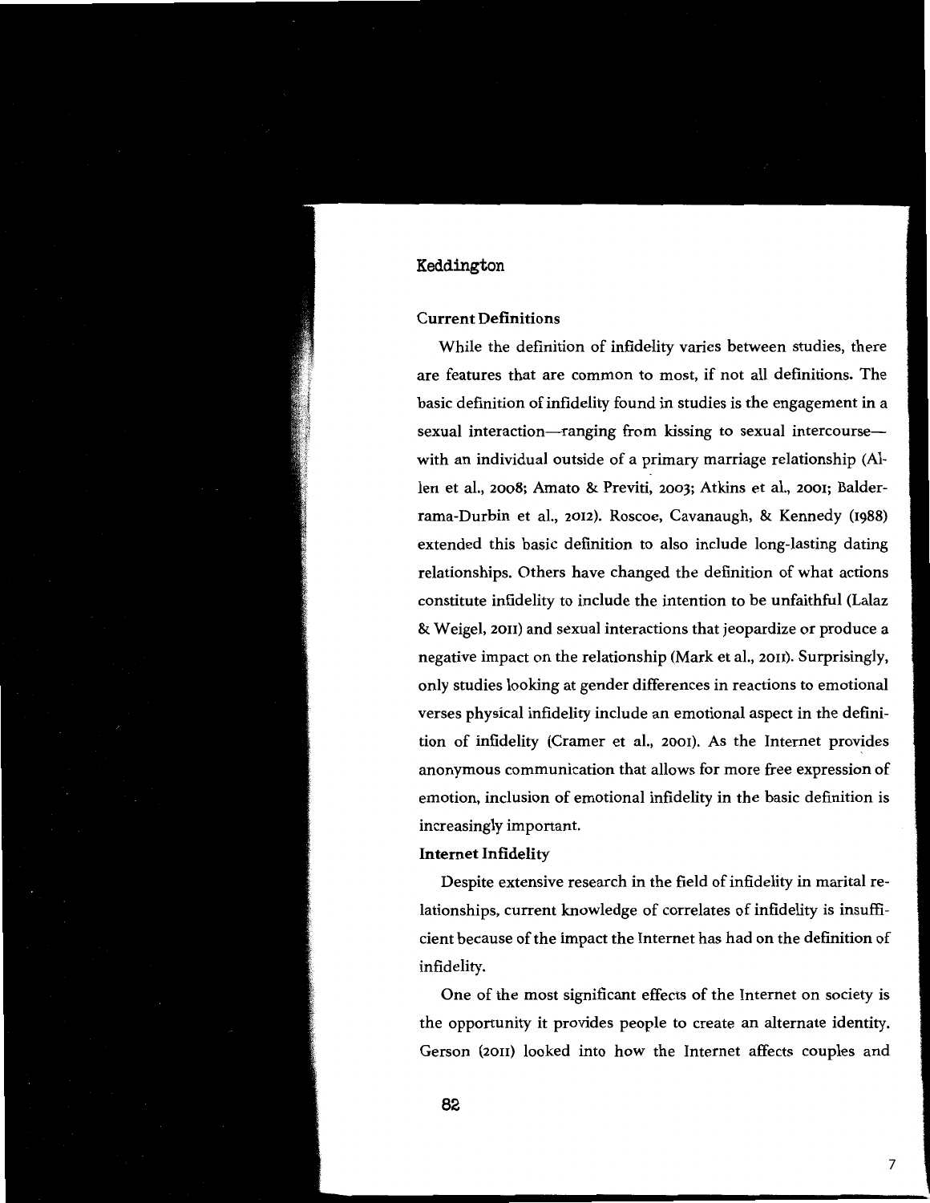### Current Definitions

While the definition of infidelity varies between studies, there are features that are common to most, if not all definitions. The basic definition of infidelity found in studies is the engagement in a sexual interaction—ranging from kissing to sexual intercourse—with an individual outside of a primary marriage relationship (Allen et al., 2008; Amato & Previti, 2003; Atkins et al., 2001; Balderrama-Durbin et al., 2012). Roscoe, Cavanaugh, & Kennedy (1988) extended this basic definition to also include long-lasting dating relationships. Others have changed the definition of what actions constitute infidelity to include the intention to be unfaithful (Lalaz & Weigel, 2011) and sexual interactions that jeopardize or produce a negative impact on the relationship (Mark et al., 2011). Surprisingly, only studies looking at gender differences in reactions to emotional verses physical infidelity include an emotional aspect in the definition of infidelity (Cramer et al., 2001). As the Internet provides anonymous communication that allows for more free expression of emotion, inclusion of emotional infidelity in the basic definition is increasingly important.

### Internet Infidelity

Despite extensive research in the field of infidelity in marital relationships, current knowledge of correlates of infidelity is insufficient because of the impact the Internet has had on the definition of infidelity.

One of the most significant effects of the Internet on society is the opportunity it provides people to create an alternate identity. Gerson (2011) looked into how the Internet affects couples and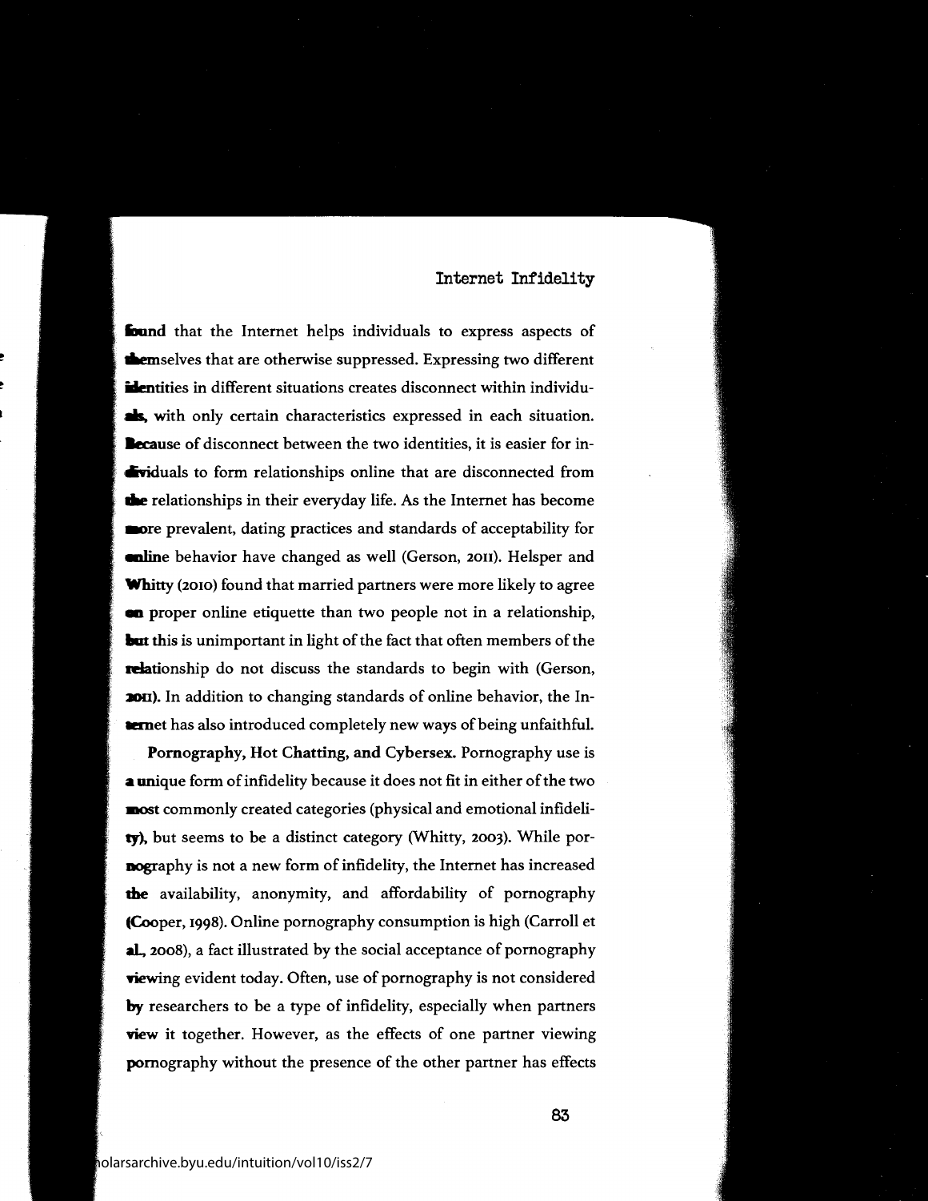found that the Internet helps individuals to express aspects of themselves that are otherwise suppressed. Expressing two different identities in different situations creates disconnect within individuals, with only certain characteristics expressed in each situation. Because of disconnect between the two identities, it is easier for individuals to form relationships online that are disconnected from the relationships in their everyday life. As the Internet has become more prevalent, dating practices and standards of acceptability for online behavior have changed as well (Gerson, 2011). Helsper and Whitty (2010) found that married partners were more likely to agree on proper online etiquette than two people not in a relationship, but this is unimportant in light of the fact that often members of the relationship do not discuss the standards to begin with (Gerson, 2011). In addition to changing standards of online behavior, the Internet has also introduced completely new ways of being unfaithful.

**Pornography, Hot Chatting, and Cybersex.** Pornography use is a unique form of infidelity because it does not fit in either of the two most commonly created categories (physical and emotional infidelity), but seems to be a distinct category (Whitty, 2003). While pornography is not a new form of infidelity, the Internet has increased the availability, anonymity, and affordability of pornography (Cooper, 1998). Online pornography consumption is high (Carroll et al., 2008), a fact illustrated by the social acceptance of pornography viewing evident today. Often, use of pornography is not considered by researchers to be a type of infidelity, especially when partners view it together. However, as the effects of one partner viewing pornography without the presence of the other partner has effects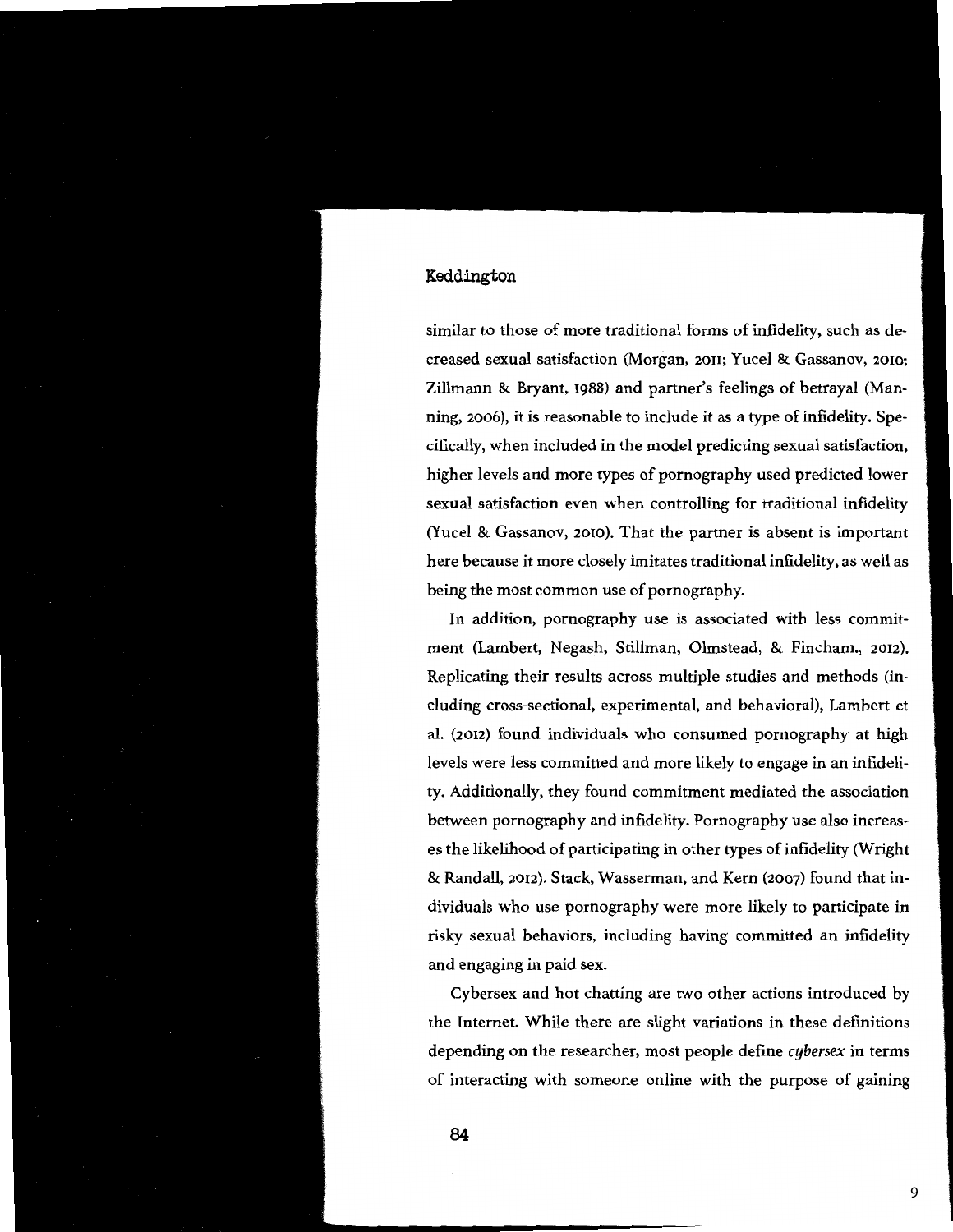similar to those of more traditional forms of infidelity, such as decreased sexual satisfaction (Morgan, 2011; Yucel & Gassanov, 2010; Zillmann & Bryant, 1988) and partner's feelings of betrayal (Manning, 2006), it is reasonable to include it as a type of infidelity. Specifically, when included in the model predicting sexual satisfaction, higher levels and more types of pornography used predicted lower sexual satisfaction even when controlling for traditional infidelity (Yucel & Gassanov, 2010). That the partner is absent is important here because it more closely imitates traditional infidelity, as well as being the most common use of pornography.

In addition, pornography use is associated with less commitment (Lambert, Negash, Stillman, Olmstead, & Fincham., 2012). Replicating their results across multiple studies and methods (including cross-sectional, experimental, and behavioral), Lambert et al. (2012) found individuals who consumed pornography at high levels were less committed and more likely to engage in an infidelity. Additionally, they found commitment mediated the association between pornography and infidelity. Pornography use also increases the likelihood of participating in other types of infidelity (Wright & Randall, 2012). Stack, Wasserman, and Kern (2007) found that individuals who use pornography were more likely to participate in risky sexual behaviors, including having committed an infidelity and engaging in paid sex.

Cybersex and hot chatting are two other actions introduced by the Internet. While there are slight variations in these definitions depending on the researcher, most people define *cybersex* in terms of interacting with someone online with the purpose of gaining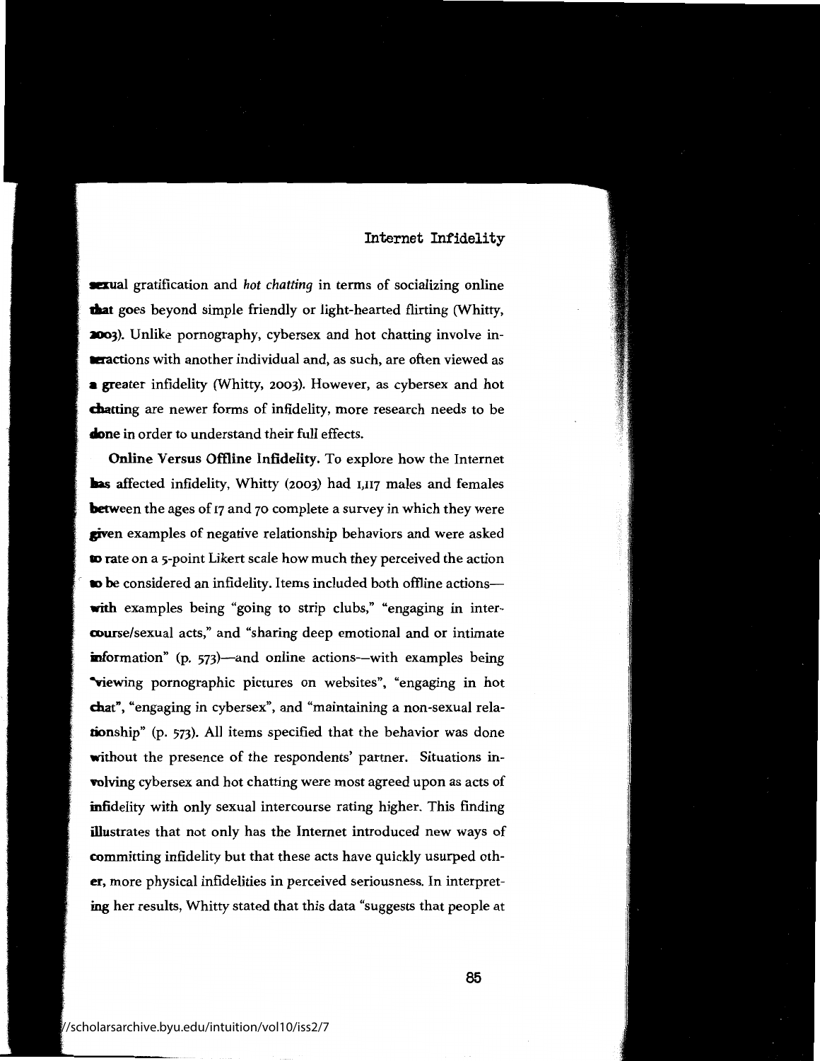sexual gratification and *hot chatting* in terms of socializing online that goes beyond simple friendly or light-hearted flirting (Whitty, 2003). Unlike pornography, cybersex and hot chatting involve interactions with another individual and, as such, are often viewed as a greater infidelity (Whitty, 2003). However, as cybersex and hot chatting are newer forms of infidelity, more research needs to be done in order to understand their full effects.

**Online Versus Offline Infidelity.** To explore how the Internet has affected infidelity, Whitty (2003) had 1,117 males and females between the ages of 17 and 70 complete a survey in which they were given examples of negative relationship behaviors and were asked to rate on a 5-point Likert scale how much they perceived the action to be considered an infidelity. Items included both offline actions—with examples being "going to strip clubs," "engaging in intercourse/sexual acts," and "sharing deep emotional and or intimate information" (p. 573)—and online actions—with examples being "viewing pornographic pictures on websites", "engaging in hot chat", "engaging in cybersex", and "maintaining a non-sexual relationship" (p. 573). All items specified that the behavior was done without the presence of the respondents' partner. Situations involving cybersex and hot chatting were most agreed upon as acts of infidelity with only sexual intercourse rating higher. This finding illustrates that not only has the Internet introduced new ways of committing infidelity but that these acts have quickly usurped other, more physical infidelities in perceived seriousness. In interpreting her results, Whitty stated that this data "suggests that people at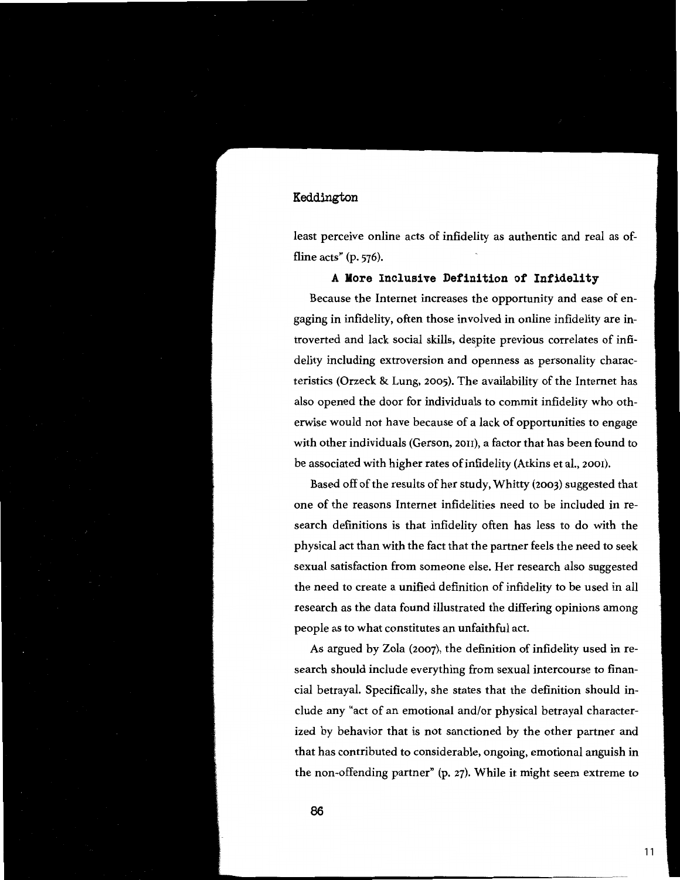least perceive online acts of infidelity as authentic and real as offline acts" (p. 576).

### A More Inclusive Definition of Infidelity

Because the Internet increases the opportunity and ease of engaging in infidelity, often those involved in online infidelity are introverted and lack social skills, despite previous correlates of infidelity including extroversion and openness as personality characteristics (Orzeck & Lung, 2005). The availability of the Internet has also opened the door for individuals to commit infidelity who otherwise would not have because of a lack of opportunities to engage with other individuals (Gerson, 2011), a factor that has been found to be associated with higher rates of infidelity (Atkins et al., 2001).

Based off of the results of her study, Whitty (2003) suggested that one of the reasons Internet infidelities need to be included in research definitions is that infidelity often has less to do with the physical act than with the fact that the partner feels the need to seek sexual satisfaction from someone else. Her research also suggested the need to create a unified definition of infidelity to be used in all research as the data found illustrated the differing opinions among people as to what constitutes an unfaithful act.

As argued by Zola (2007), the definition of infidelity used in research should include everything from sexual intercourse to financial betrayal. Specifically, she states that the definition should include any "act of an emotional and/or physical betrayal characterized by behavior that is not sanctioned by the other partner and that has contributed to considerable, ongoing, emotional anguish in the non-offending partner" (p. 27). While it might seem extreme to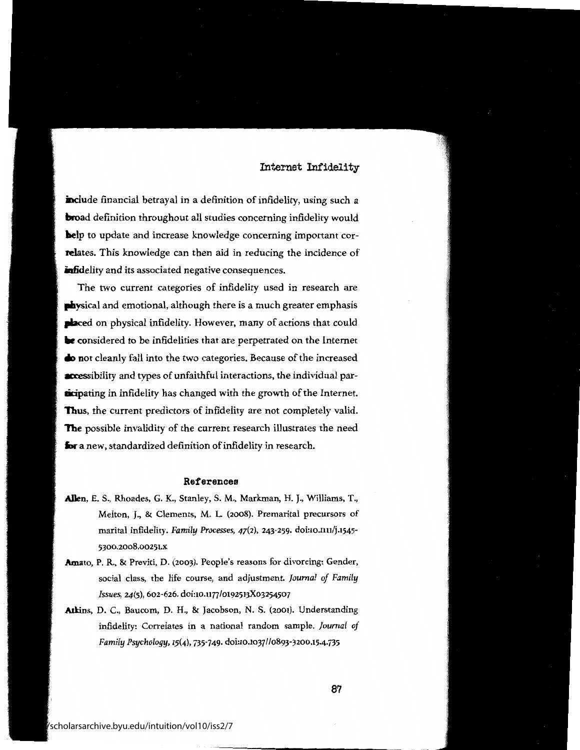include financial betrayal in a definition of infidelity, using such a broad definition throughout all studies concerning infidelity would help to update and increase knowledge concerning important correlates. This knowledge can then aid in reducing the incidence of infidelity and its associated negative consequences.

The two current categories of infidelity used in research are physical and emotional, although there is a much greater emphasis placed on physical infidelity. However, many of actions that could be considered to be infidelities that are perpetrated on the Internet do not cleanly fall into the two categories. Because of the increased accessibility and types of unfaithful interactions, the individual participating in infidelity has changed with the growth of the Internet. Thus, the current predictors of infidelity are not completely valid. The possible invalidity of the current research illustrates the need for a new, standardized definition of infidelity in research.

## References

Allen, E. S., Rhoades, G. K., Stanley, S. M., Markman, H. J., Williams, T., Melton, J., & Clements, M. L. (2008). Premarital precursors of marital infidelity. *Family Processes, 47*(2), 243-259. doi:10.1111/j.1545-5300.2008.00251.x

Amato, P. R., & Previti, D. (2003). People's reasons for divorcing: Gender, social class, the life course, and adjustment. *Journal of Family Issues, 24*(5), 602-626. doi:10.1177/0192513X03254507

Atkins, D. C., Baucom, D. H., & Jacobson, N. S. (2001). Understanding infidelity: Correlates in a national random sample. *Journal of Family Psychology, 15*(4), 735-749. doi:10.1037//0893-3200.15.4.735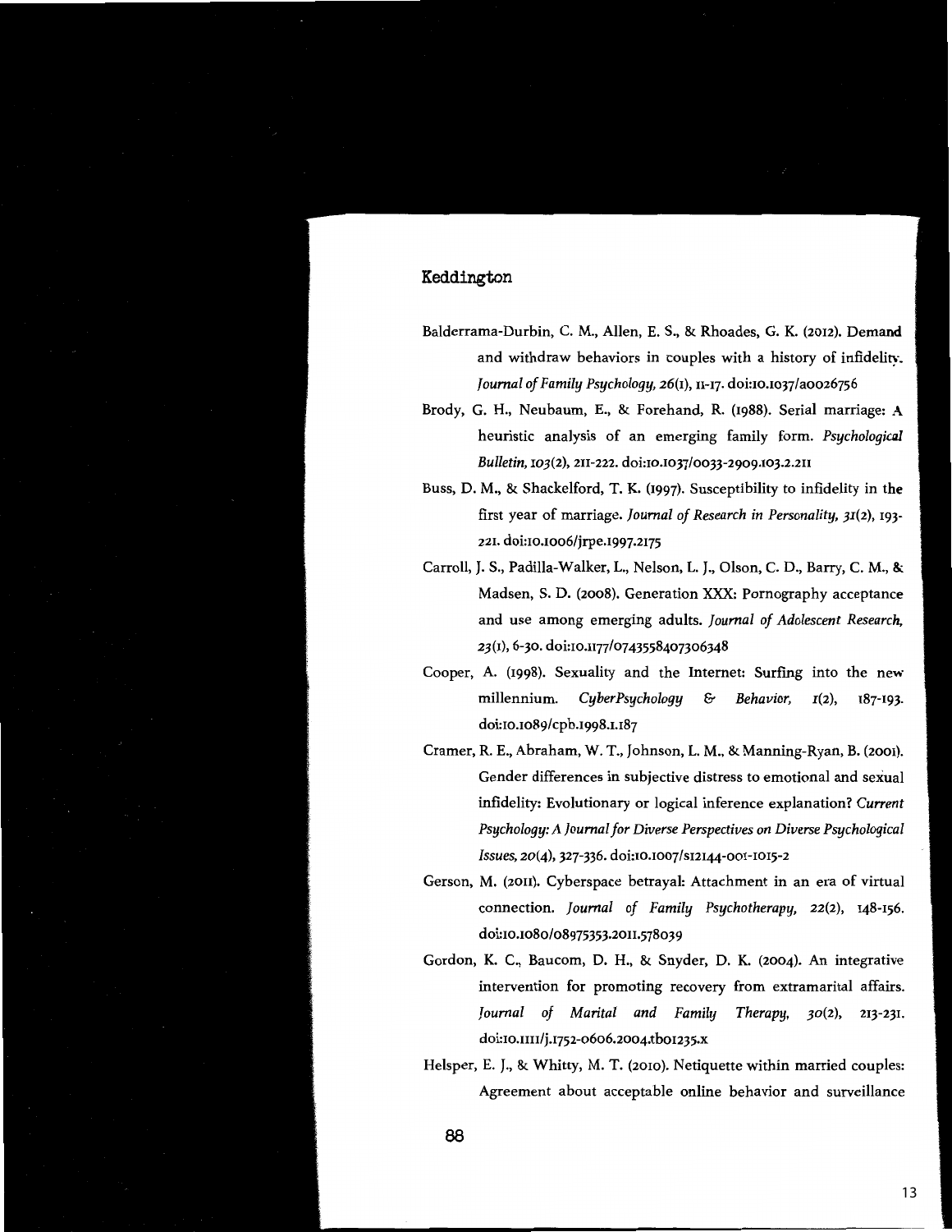Balderrama-Durbin, C. M., Allen, E. S., & Rhoades, G. K. (2012). Demand and withdraw behaviors in couples with a history of infidelity. *Journal of Family Psychology, 26*(1), 11-17. doi:10.1037/a0026756

Brody, G. H., Neubaum, E., & Forehand, R. (1988). Serial marriage: A heuristic analysis of an emerging family form. *Psychological Bulletin, 103*(2), 211-222. doi:10.1037/0033-2909.103.2.211

Buss, D. M., & Shackelford, T. K. (1997). Susceptibility to infidelity in the first year of marriage. *Journal of Research in Personality, 31*(2), 193-221. doi:10.1006/jrpe.1997.2175

Carroll, J. S., Padilla-Walker, L., Nelson, L. J., Olson, C. D., Barry, C. M., & Madsen, S. D. (2008). Generation XXX: Pornography acceptance and use among emerging adults. *Journal of Adolescent Research, 23*(1), 6-30. doi:10.1177/0743558407306348

Cooper, A. (1998). Sexuality and the Internet: Surfing into the new millennium. *CyberPsychology & Behavior, 1*(2), 187-193. doi:10.1089/cpb.1998.1.187

Cramer, R. E., Abraham, W. T., Johnson, L. M., & Manning-Ryan, B. (2001). Gender differences in subjective distress to emotional and sexual infidelity: Evolutionary or logical inference explanation? *Current Psychology: A Journal for Diverse Perspectives on Diverse Psychological Issues, 20*(4), 327-336. doi:10.1007/s12144-001-1015-2

Gerson, M. (2011). Cyberspace betrayal: Attachment in an era of virtual connection. *Journal of Family Psychotherapy, 22*(2), 148-156. doi:10.1080/08975353.2011.578039

Gordon, K. C., Baucom, D. H., & Snyder, D. K. (2004). An integrative intervention for promoting recovery from extramarital affairs. *Journal of Marital and Family Therapy, 30*(2), 213-231. doi:10.1111/j.1752-0606.2004.tb01235.x

Helsper, E. J., & Whitty, M. T. (2010). Netiquette within married couples: Agreement about acceptable online behavior and surveillance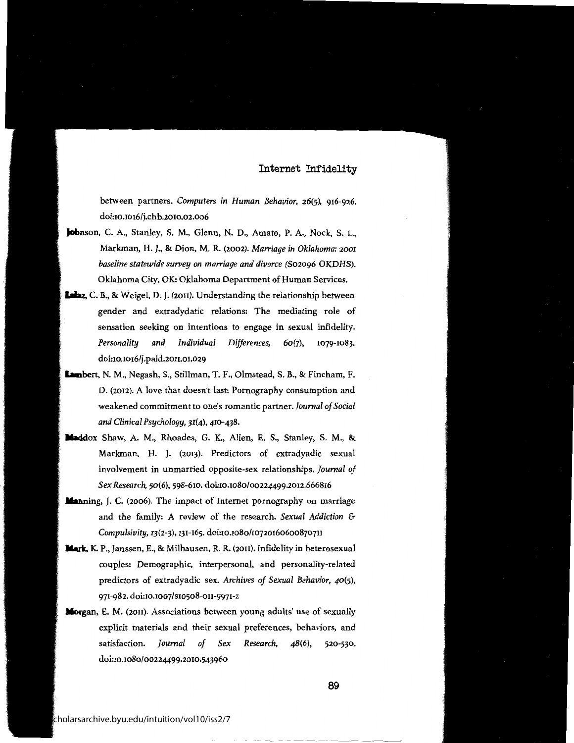between partners. *Computers in Human Behavior, 26*(5), 916-926. doi:10.1016/j.chb.2010.02.006

Johnson, C. A., Stanley, S. M., Glenn, N. D., Amato, P. A., Nock, S. L., Markman, H. J., & Dion, M. R. (2002). *Marriage in Oklahoma: 2001 baseline statewide survey on marriage and divorce* (S02096 OKDHS). Oklahoma City, OK: Oklahoma Department of Human Services.

Lalaz, C. B., & Weigel, D. J. (2011). Understanding the relationship between gender and extradydatic relations: The mediating role of sensation seeking on intentions to engage in sexual infidelity. *Personality and Individual Differences, 60*(7), 1079-1083. doi:10.1016/j.paid.2011.01.029

Lambert, N. M., Negash, S., Stillman, T. F., Olmstead, S. B., & Fincham, F. D. (2012). A love that doesn't last: Pornography consumption and weakened commitment to one's romantic partner. *Journal of Social and Clinical Psychology, 31*(4), 410-438.

Maddox Shaw, A. M., Rhoades, G. K., Allen, E. S., Stanley, S. M., & Markman, H. J. (2013). Predictors of extradyadic sexual involvement in unmarried opposite-sex relationships. *Journal of Sex Research, 50*(6), 598-610. doi:10.1080/00224499.2012.666816

Manning, J. C. (2006). The impact of Internet pornography on marriage and the family: A review of the research. *Sexual Addiction & Compulsivity, 13*(2-3), 131-165. doi:10.1080/10720160600870711

Mark, K. P., Janssen, E., & Milhausen, R. R. (2011). Infidelity in heterosexual couples: Demographic, interpersonal, and personality-related predictors of extradyadic sex. *Archives of Sexual Behavior, 40*(5), 971-982. doi:10.1007/s10508-011-9971-z

Morgan, E. M. (2011). Associations between young adults' use of sexually explicit materials and their sexual preferences, behaviors, and satisfaction. *Journal of Sex Research, 48*(6), 520-530. doi:10.1080/00224499.2010.543960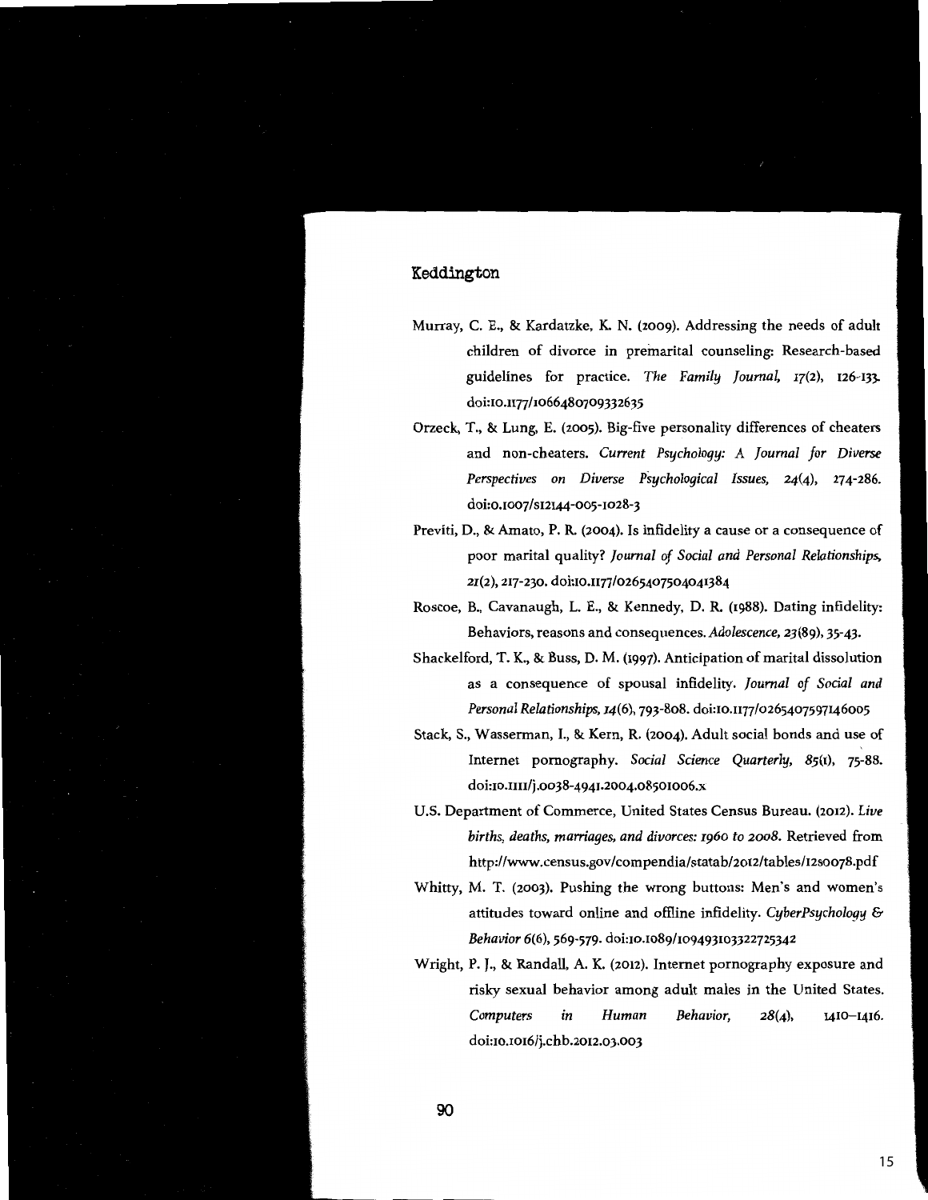Murray, C. E., & Kardatzke, K. N. (2009). Addressing the needs of adult children of divorce in premarital counseling: Research-based guidelines for practice. *The Family Journal, 17*(2), 126-133. doi:10.1177/1066480709332635

Orzeck, T., & Lung, E. (2005). Big-five personality differences of cheaters and non-cheaters. *Current Psychology: A Journal for Diverse Perspectives on Diverse Psychological Issues, 24*(4), 274-286. doi:o.1007/s12144-005-1028-3

Previti, D., & Amato, P. R. (2004). Is infidelity a cause or a consequence of poor marital quality? *Journal of Social and Personal Relationships, 21*(2), 217-230. doi:10.1177/0265407504041384

Roscoe, B., Cavanaugh, L. E., & Kennedy, D. R. (1988). Dating infidelity: Behaviors, reasons and consequences. *Adolescence, 23*(89), 35-43.

Shackelford, T. K., & Buss, D. M. (1997). Anticipation of marital dissolution as a consequence of spousal infidelity. *Journal of Social and Personal Relationships, 14*(6), 793-808. doi:10.1177/0265407597146005

Stack, S., Wasserman, I., & Kern, R. (2004). Adult social bonds and use of Internet pornography. *Social Science Quarterly, 85*(1), 75-88. doi:10.1111/j.0038-4941.2004.08501006.x

U.S. Department of Commerce, United States Census Bureau. (2012). *Live births, deaths, marriages, and divorces: 1960 to 2008.* Retrieved from http://www.census.gov/compendia/statab/2012/tables/12s0078.pdf

Whitty, M. T. (2003). Pushing the wrong buttons: Men's and women's attitudes toward online and offline infidelity. *CyberPsychology & Behavior 6*(6), 569-579. doi:10.1089/109493103322725342

Wright, P. J., & Randall, A. K. (2012). Internet pornography exposure and risky sexual behavior among adult males in the United States. *Computers in Human Behavior, 28*(4), 1410–1416. doi:10.1016/j.chb.2012.03.003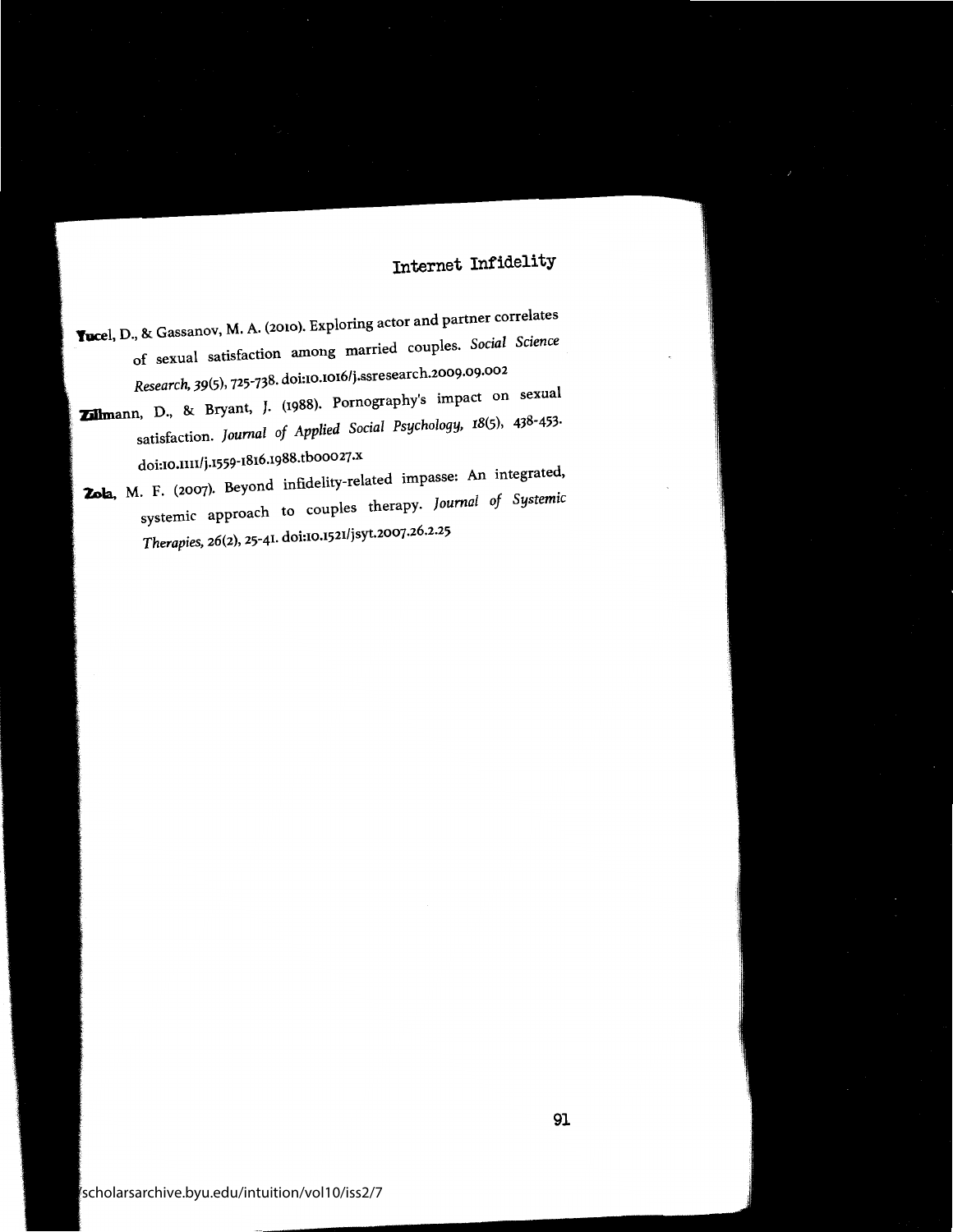Yucel, D., & Gassanov, M. A. (2010). Exploring actor and partner correlates of sexual satisfaction among married couples. *Social Science Research, 39*(5), 725-738. doi:10.1016/j.ssresearch.2009.09.002

Zillmann, D., & Bryant, J. (1988). Pornography's impact on sexual satisfaction. *Journal of Applied Social Psychology, 18*(5), 438-453. doi:10.1111/j.1559-1816.1988.tb00027.x

Zola, M. F. (2007). Beyond infidelity-related impasse: An integrated, systemic approach to couples therapy. *Journal of Systemic Therapies, 26*(2), 25-41. doi:10.1521/jsyt.2007.26.2.25